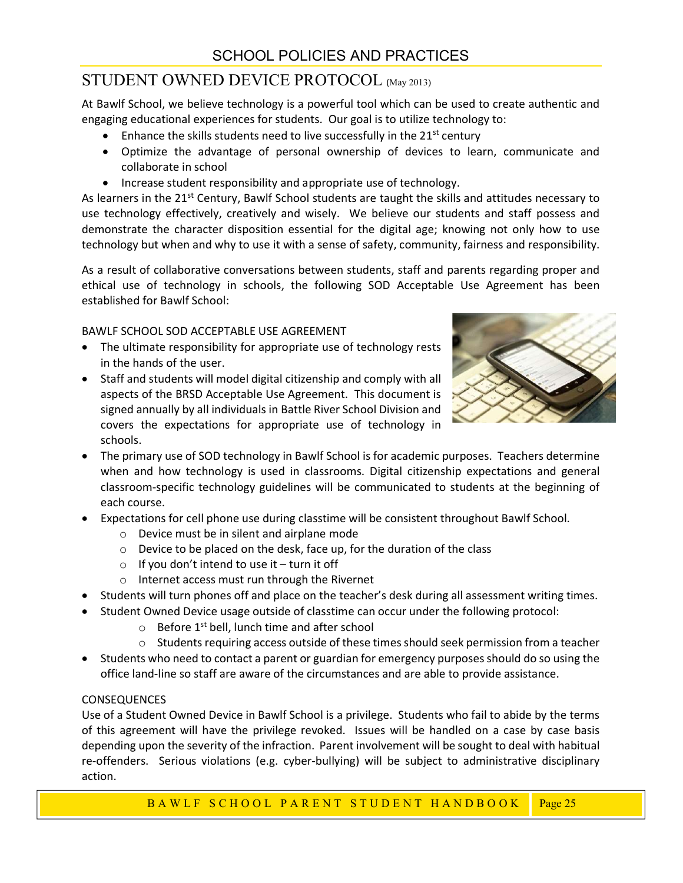# SCHOOL POLICIES AND PRACTICES

## STUDENT OWNED DEVICE PROTOCOL (May 2013)

At Bawlf School, we believe technology is a powerful tool which can be used to create authentic and engaging educational experiences for students. Our goal is to utilize technology to:

- Enhance the skills students need to live successfully in the 21st century
- Optimize the advantage of personal ownership of devices to learn, communicate and collaborate in school
- Increase student responsibility and appropriate use of technology.

As learners in the 21st Century, Bawlf School students are taught the skills and attitudes necessary to use technology effectively, creatively and wisely. We believe our students and staff possess and demonstrate the character disposition essential for the digital age; knowing not only how to use technology but when and why to use it with a sense of safety, community, fairness and responsibility.

As a result of collaborative conversations between students, staff and parents regarding proper and ethical use of technology in schools, the following SOD Acceptable Use Agreement has been established for Bawlf School:

### BAWLF SCHOOL SOD ACCEPTABLE USE AGREEMENT

- The ultimate responsibility for appropriate use of technology rests in the hands of the user.
- Staff and students will model digital citizenship and comply with all aspects of the BRSD Acceptable Use Agreement. This document is signed annually by all individuals in Battle River School Division and covers the expectations for appropriate use of technology in schools.
- The primary use of SOD technology in Bawlf School is for academic purposes. Teachers determine when and how technology is used in classrooms. Digital citizenship expectations and general classroom-specific technology guidelines will be communicated to students at the beginning of each course.
- Expectations for cell phone use during classtime will be consistent throughout Bawlf School.
  - Device must be in silent and airplane mode
  - Device to be placed on the desk, face up, for the duration of the class
  - If you don't intend to use it – turn it off
  - Internet access must run through the Rivernet
- Students will turn phones off and place on the teacher's desk during all assessment writing times.
- Student Owned Device usage outside of classtime can occur under the following protocol:
  - Before 1st bell, lunch time and after school
  - Students requiring access outside of these times should seek permission from a teacher
- Students who need to contact a parent or guardian for emergency purposes should do so using the office land-line so staff are aware of the circumstances and are able to provide assistance.

### CONSEQUENCES

Use of a Student Owned Device in Bawlf School is a privilege. Students who fail to abide by the terms of this agreement will have the privilege revoked. Issues will be handled on a case by case basis depending upon the severity of the infraction. Parent involvement will be sought to deal with habitual re-offenders. Serious violations (e.g. cyber-bullying) will be subject to administrative disciplinary action.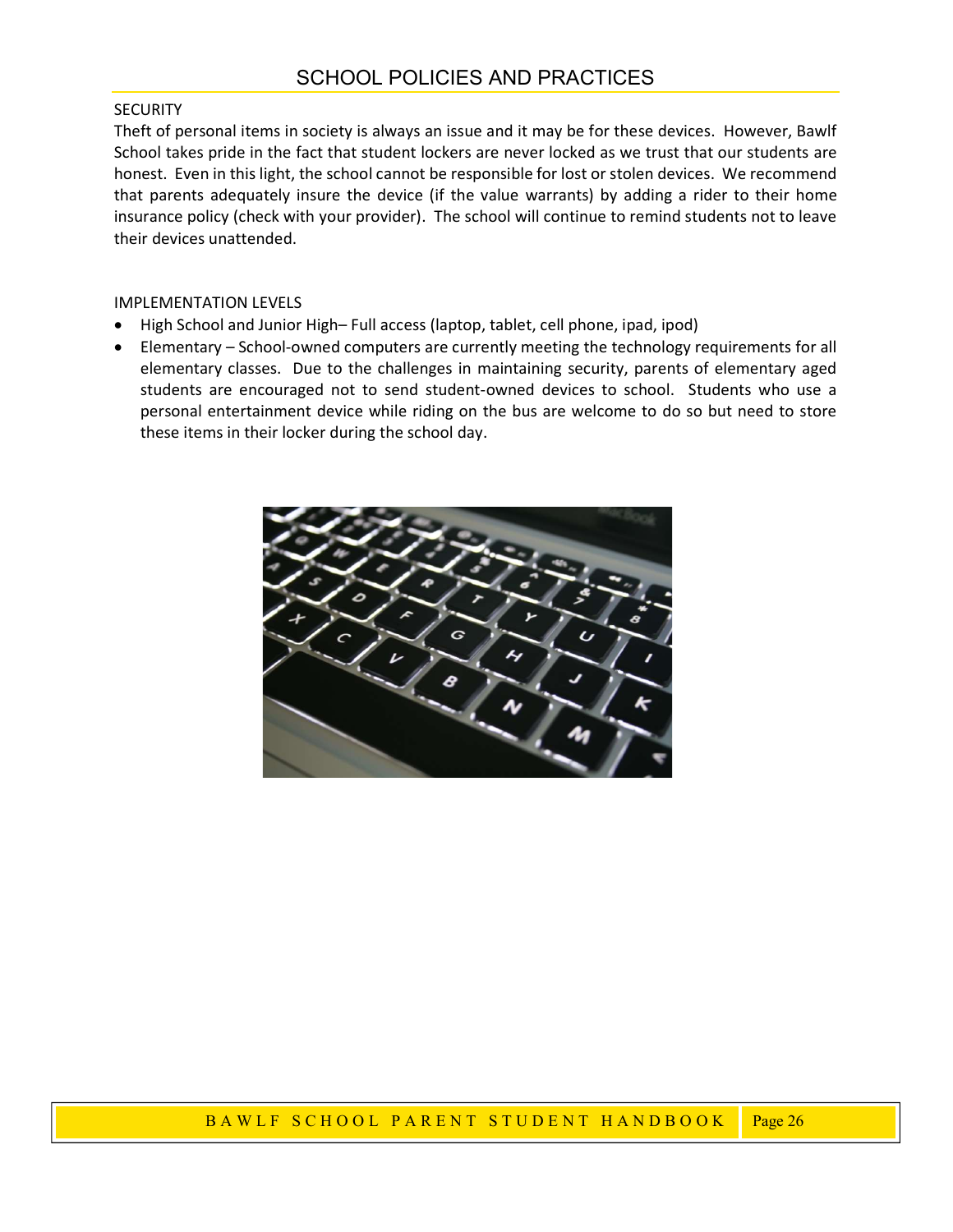## SCHOOL POLICIES AND PRACTICES

SECURITY

Theft of personal items in society is always an issue and it may be for these devices. However, Bawlf School takes pride in the fact that student lockers are never locked as we trust that our students are honest. Even in this light, the school cannot be responsible for lost or stolen devices. We recommend that parents adequately insure the device (if the value warrants) by adding a rider to their home insurance policy (check with your provider). The school will continue to remind students not to leave their devices unattended.

IMPLEMENTATION LEVELS

- High School and Junior High– Full access (laptop, tablet, cell phone, ipad, ipod)
- Elementary – School-owned computers are currently meeting the technology requirements for all elementary classes. Due to the challenges in maintaining security, parents of elementary aged students are encouraged not to send student-owned devices to school. Students who use a personal entertainment device while riding on the bus are welcome to do so but need to store these items in their locker during the school day.